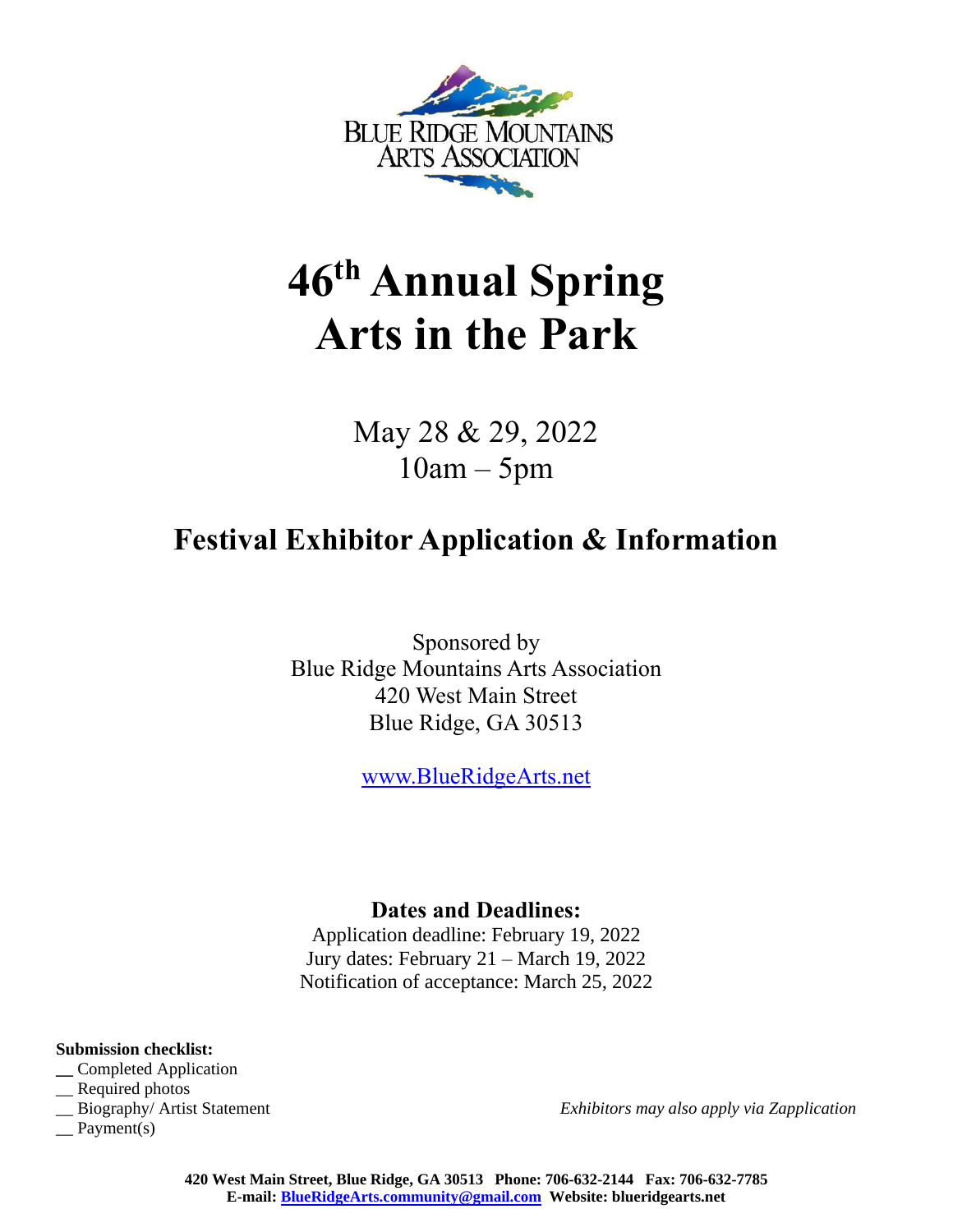BLUE RIDGE MOUNTAINS
ARTS ASSOCIATION

# 46th Annual Spring Arts in the Park

May 28 & 29, 2022
10am – 5pm

## Festival Exhibitor Application & Information

Sponsored by
Blue Ridge Mountains Arts Association
420 West Main Street
Blue Ridge, GA 30513

www.BlueRidgeArts.net

### Dates and Deadlines:

Application deadline: February 19, 2022
Jury dates: February 21 – March 19, 2022
Notification of acceptance: March 25, 2022

**Submission checklist:**

__ Completed Application
__ Required photos
__ Biography/ Artist Statement
__ Payment(s)

*Exhibitors may also apply via Zapplication*

**420 West Main Street, Blue Ridge, GA 30513 Phone: 706-632-2144 Fax: 706-632-7785**
**E-mail: BlueRidgeArts.community@gmail.com Website: blueridgearts.net**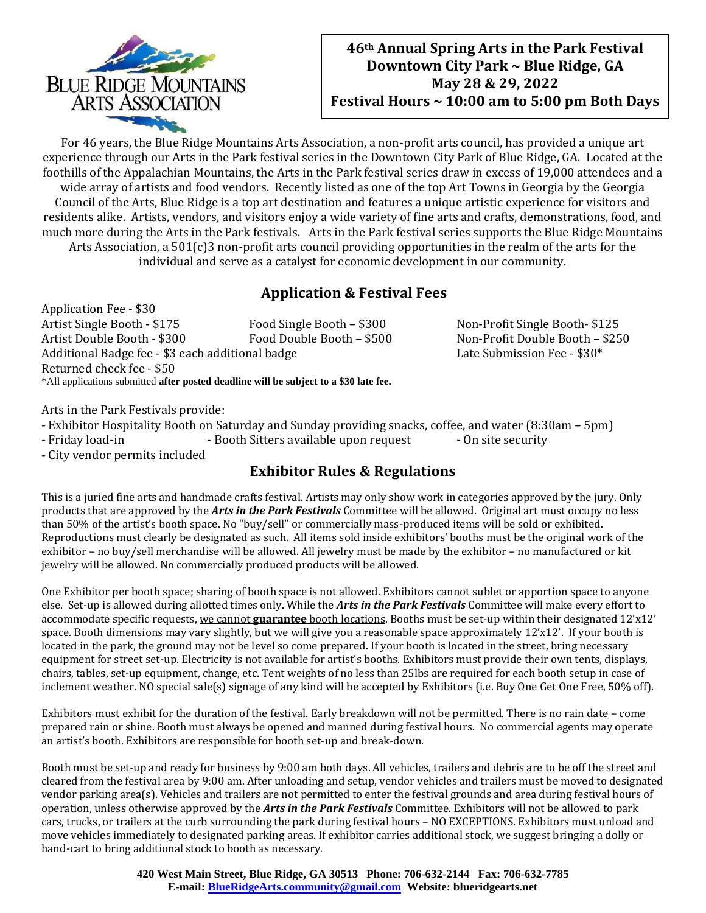**46th Annual Spring Arts in the Park Festival**
**Downtown City Park ~ Blue Ridge, GA**
**May 28 & 29, 2022**
**Festival Hours ~ 10:00 am to 5:00 pm Both Days**

For 46 years, the Blue Ridge Mountains Arts Association, a non-profit arts council, has provided a unique art experience through our Arts in the Park festival series in the Downtown City Park of Blue Ridge, GA. Located at the foothills of the Appalachian Mountains, the Arts in the Park festival series draw in excess of 19,000 attendees and a wide array of artists and food vendors. Recently listed as one of the top Art Towns in Georgia by the Georgia Council of the Arts, Blue Ridge is a top art destination and features a unique artistic experience for visitors and residents alike. Artists, vendors, and visitors enjoy a wide variety of fine arts and crafts, demonstrations, food, and much more during the Arts in the Park festivals. Arts in the Park festival series supports the Blue Ridge Mountains Arts Association, a 501(c)3 non-profit arts council providing opportunities in the realm of the arts for the individual and serve as a catalyst for economic development in our community.

## Application & Festival Fees

Application Fee - $30
Artist Single Booth - $175
Artist Double Booth - $300
Food Single Booth – $300
Food Double Booth – $500
Non-Profit Single Booth- $125
Non-Profit Double Booth – $250
Additional Badge fee - $3 each additional badge
Late Submission Fee - $30*
Returned check fee - $50

*All applications submitted **after posted deadline will be subject to a $30 late fee.**

Arts in the Park Festivals provide:

- Exhibitor Hospitality Booth on Saturday and Sunday providing snacks, coffee, and water (8:30am – 5pm)
- Friday load-in
- Booth Sitters available upon request
- On site security
- City vendor permits included

## Exhibitor Rules & Regulations

This is a juried fine arts and handmade crafts festival. Artists may only show work in categories approved by the jury. Only products that are approved by the ***Arts in the Park Festivals*** Committee will be allowed. Original art must occupy no less than 50% of the artist's booth space. No "buy/sell" or commercially mass-produced items will be sold or exhibited. Reproductions must clearly be designated as such. All items sold inside exhibitors' booths must be the original work of the exhibitor – no buy/sell merchandise will be allowed. All jewelry must be made by the exhibitor – no manufactured or kit jewelry will be allowed. No commercially produced products will be allowed.

One Exhibitor per booth space; sharing of booth space is not allowed. Exhibitors cannot sublet or apportion space to anyone else. Set-up is allowed during allotted times only. While the ***Arts in the Park Festivals*** Committee will make every effort to accommodate specific requests, we cannot **guarantee** booth locations. Booths must be set-up within their designated 12'x12' space. Booth dimensions may vary slightly, but we will give you a reasonable space approximately 12'x12'. If your booth is located in the park, the ground may not be level so come prepared. If your booth is located in the street, bring necessary equipment for street set-up. Electricity is not available for artist's booths. Exhibitors must provide their own tents, displays, chairs, tables, set-up equipment, change, etc. Tent weights of no less than 25lbs are required for each booth setup in case of inclement weather. NO special sale(s) signage of any kind will be accepted by Exhibitors (i.e. Buy One Get One Free, 50% off).

Exhibitors must exhibit for the duration of the festival. Early breakdown will not be permitted. There is no rain date – come prepared rain or shine. Booth must always be opened and manned during festival hours. No commercial agents may operate an artist's booth. Exhibitors are responsible for booth set-up and break-down.

Booth must be set-up and ready for business by 9:00 am both days. All vehicles, trailers and debris are to be off the street and cleared from the festival area by 9:00 am. After unloading and setup, vendor vehicles and trailers must be moved to designated vendor parking area(s). Vehicles and trailers are not permitted to enter the festival grounds and area during festival hours of operation, unless otherwise approved by the ***Arts in the Park Festivals*** Committee. Exhibitors will not be allowed to park cars, trucks, or trailers at the curb surrounding the park during festival hours – NO EXCEPTIONS. Exhibitors must unload and move vehicles immediately to designated parking areas. If exhibitor carries additional stock, we suggest bringing a dolly or hand-cart to bring additional stock to booth as necessary.

**420 West Main Street, Blue Ridge, GA 30513 Phone: 706-632-2144 Fax: 706-632-7785**
**E-mail: BlueRidgeArts.community@gmail.com Website: blueridgearts.net**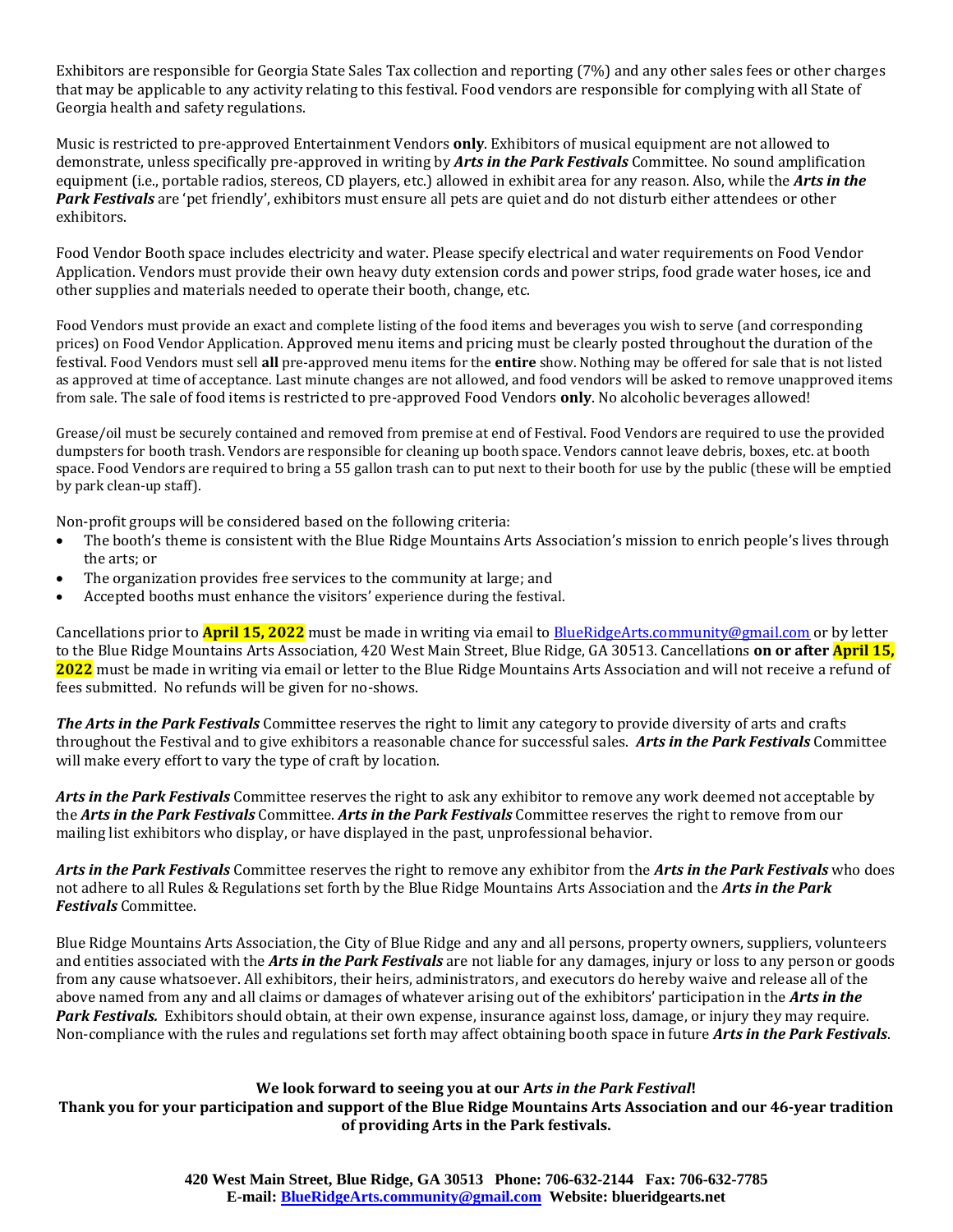Exhibitors are responsible for Georgia State Sales Tax collection and reporting (7%) and any other sales fees or other charges that may be applicable to any activity relating to this festival. Food vendors are responsible for complying with all State of Georgia health and safety regulations.

Music is restricted to pre-approved Entertainment Vendors **only**. Exhibitors of musical equipment are not allowed to demonstrate, unless specifically pre-approved in writing by ***Arts in the Park Festivals*** Committee. No sound amplification equipment (i.e., portable radios, stereos, CD players, etc.) allowed in exhibit area for any reason. Also, while the ***Arts in the Park Festivals*** are 'pet friendly', exhibitors must ensure all pets are quiet and do not disturb either attendees or other exhibitors.

Food Vendor Booth space includes electricity and water. Please specify electrical and water requirements on Food Vendor Application. Vendors must provide their own heavy duty extension cords and power strips, food grade water hoses, ice and other supplies and materials needed to operate their booth, change, etc.

Food Vendors must provide an exact and complete listing of the food items and beverages you wish to serve (and corresponding prices) on Food Vendor Application. Approved menu items and pricing must be clearly posted throughout the duration of the festival. Food Vendors must sell **all** pre-approved menu items for the **entire** show. Nothing may be offered for sale that is not listed as approved at time of acceptance. Last minute changes are not allowed, and food vendors will be asked to remove unapproved items from sale. The sale of food items is restricted to pre-approved Food Vendors **only**. No alcoholic beverages allowed!

Grease/oil must be securely contained and removed from premise at end of Festival. Food Vendors are required to use the provided dumpsters for booth trash. Vendors are responsible for cleaning up booth space. Vendors cannot leave debris, boxes, etc. at booth space. Food Vendors are required to bring a 55 gallon trash can to put next to their booth for use by the public (these will be emptied by park clean-up staff).

Non-profit groups will be considered based on the following criteria:

- The booth's theme is consistent with the Blue Ridge Mountains Arts Association's mission to enrich people's lives through the arts; or
- The organization provides free services to the community at large; and
- Accepted booths must enhance the visitors' experience during the festival.

Cancellations prior to **April 15, 2022** must be made in writing via email to BlueRidgeArts.community@gmail.com or by letter to the Blue Ridge Mountains Arts Association, 420 West Main Street, Blue Ridge, GA 30513. Cancellations **on or after April 15, 2022** must be made in writing via email or letter to the Blue Ridge Mountains Arts Association and will not receive a refund of fees submitted. No refunds will be given for no-shows.

***The Arts in the Park Festivals*** Committee reserves the right to limit any category to provide diversity of arts and crafts throughout the Festival and to give exhibitors a reasonable chance for successful sales. ***Arts in the Park Festivals*** Committee will make every effort to vary the type of craft by location.

***Arts in the Park Festivals*** Committee reserves the right to ask any exhibitor to remove any work deemed not acceptable by the ***Arts in the Park Festivals*** Committee. ***Arts in the Park Festivals*** Committee reserves the right to remove from our mailing list exhibitors who display, or have displayed in the past, unprofessional behavior.

***Arts in the Park Festivals*** Committee reserves the right to remove any exhibitor from the ***Arts in the Park Festivals*** who does not adhere to all Rules & Regulations set forth by the Blue Ridge Mountains Arts Association and the ***Arts in the Park Festivals*** Committee.

Blue Ridge Mountains Arts Association, the City of Blue Ridge and any and all persons, property owners, suppliers, volunteers and entities associated with the ***Arts in the Park Festivals*** are not liable for any damages, injury or loss to any person or goods from any cause whatsoever. All exhibitors, their heirs, administrators, and executors do hereby waive and release all of the above named from any and all claims or damages of whatever arising out of the exhibitors' participation in the ***Arts in the Park Festivals.*** Exhibitors should obtain, at their own expense, insurance against loss, damage, or injury they may require. Non-compliance with the rules and regulations set forth may affect obtaining booth space in future ***Arts in the Park Festivals***.

**We look forward to seeing you at our *Arts in the Park Festival*!**
**Thank you for your participation and support of the Blue Ridge Mountains Arts Association and our 46-year tradition of providing Arts in the Park festivals.**

**420 West Main Street, Blue Ridge, GA 30513 Phone: 706-632-2144 Fax: 706-632-7785**
**E-mail: BlueRidgeArts.community@gmail.com Website: blueridgearts.net**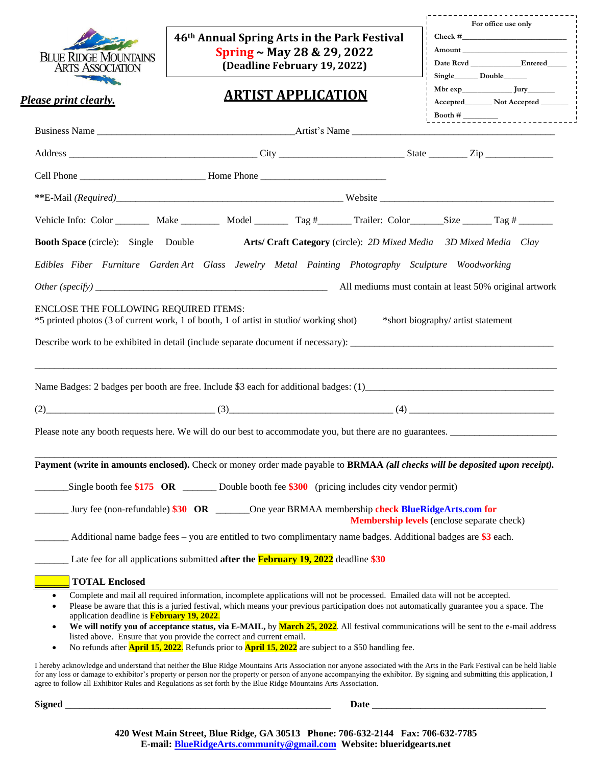BLUE RIDGE MOUNTAINS ARTS ASSOCIATION

**46th Annual Spring Arts in the Park Festival**
**Spring ~ May 28 & 29, 2022**
**(Deadline February 19, 2022)**

For office use only
Check #____________________
Amount ____________________
Date Rcvd ____________Entered_____
Single______ Double______
Mbr exp____________ Jury_______
Accepted_______ Not Accepted _______
Booth # _________

***Please print clearly.***

# ARTIST APPLICATION

Business Name ________________________________________Artist's Name ____________________________________________

Address ______________________________________ City _________________________ State ________ Zip ______________

Cell Phone _________________________ Home Phone _________________________

**E-Mail *(Required)*_____________________________________________ Website ______________________________________

Vehicle Info: Color _______ Make ________ Model _______ Tag #_______ Trailer: Color_______Size ______ Tag # _______

**Booth Space** (circle): Single Double **Arts/ Craft Category** (circle): *2D Mixed Media 3D Mixed Media Clay Edibles Fiber Furniture Garden Art Glass Jewelry Metal Painting Photography Sculpture Woodworking*

*Other (specify)* ______________________________________________ All mediums must contain at least 50% original artwork

ENCLOSE THE FOLLOWING REQUIRED ITEMS:
*5 printed photos (3 of current work, 1 of booth, 1 of artist in studio/ working shot) *short biography/ artist statement

Describe work to be exhibited in detail (include separate document if necessary): ____________________________________________

__________________________________________________________________________________________________________

Name Badges: 2 badges per booth are free. Include $3 each for additional badges: (1)_______________________________________

(2)__________________________________ (3)_________________________________ (4) _____________________________

Please note any booth requests here. We will do our best to accommodate you, but there are no guarantees. _____________________

__________________________________________________________________________________________________________

**Payment (write in amounts enclosed).** Check or money order made payable to **BRMAA *(all checks will be deposited upon receipt).***

_______Single booth fee **$175** **OR** _______ Double booth fee **$300** (pricing includes city vendor permit)

_______ Jury fee (non-refundable) **$30** **OR** _______One year BRMAA membership **check BlueRidgeArts.com for Membership levels** (enclose separate check)

_______ Additional name badge fees – you are entitled to two complimentary name badges. Additional badges are **$3** each.

_______ Late fee for all applications submitted **after the February 19, 2022** deadline **$30**

_______ **TOTAL Enclosed**

- Complete and mail all required information, incomplete applications will not be processed. Emailed data will not be accepted.
- Please be aware that this is a juried festival, which means your previous participation does not automatically guarantee you a space. The application deadline is **February 19, 2022**.
- **We will notify you of acceptance status, via E-MAIL,** by **March 25, 2022**. All festival communications will be sent to the e-mail address listed above. Ensure that you provide the correct and current email.
- No refunds after **April 15, 2022**. Refunds prior to **April 15, 2022** are subject to a $50 handling fee.

I hereby acknowledge and understand that neither the Blue Ridge Mountains Arts Association nor anyone associated with the Arts in the Park Festival can be held liable for any loss or damage to exhibitor's property or person nor the property or person of anyone accompanying the exhibitor. By signing and submitting this application, I agree to follow all Exhibitor Rules and Regulations as set forth by the Blue Ridge Mountains Arts Association.

**Signed** ______________________________________________________ **Date** ____________________________________

**420 West Main Street, Blue Ridge, GA 30513 Phone: 706-632-2144 Fax: 706-632-7785**
**E-mail: BlueRidgeArts.community@gmail.com Website: blueridgearts.net**